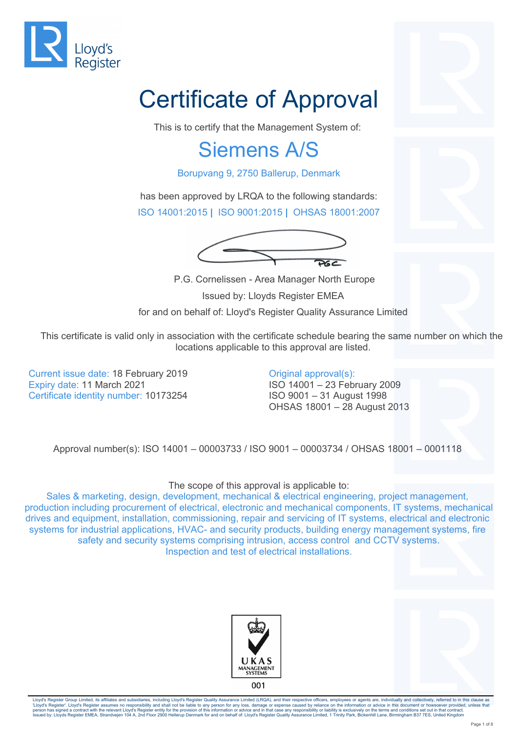Lloyd's Register

# Certificate of Approval

This is to certify that the Management System of:

## Siemens A/S

Borupvang 9, 2750 Ballerup, Denmark

has been approved by LRQA to the following standards:

ISO 14001:2015 | ISO 9001:2015 | OHSAS 18001:2007

P.G. Cornelissen - Area Manager North Europe

Issued by: Lloyds Register EMEA

for and on behalf of: Lloyd's Register Quality Assurance Limited

This certificate is valid only in association with the certificate schedule bearing the same number on which the locations applicable to this approval are listed.

Current issue date: 18 February 2019
Expiry date: 11 March 2021
Certificate identity number: 10173254

Original approval(s):
ISO 14001 – 23 February 2009
ISO 9001 – 31 August 1998
OHSAS 18001 – 28 August 2013

Approval number(s): ISO 14001 – 00003733 / ISO 9001 – 00003734 / OHSAS 18001 – 0001118

The scope of this approval is applicable to:

Sales & marketing, design, development, mechanical & electrical engineering, project management, production including procurement of electrical, electronic and mechanical components, IT systems, mechanical drives and equipment, installation, commissioning, repair and servicing of IT systems, electrical and electronic systems for industrial applications, HVAC- and security products, building energy management systems, fire safety and security systems comprising intrusion, access control and CCTV systems. Inspection and test of electrical installations.

UKAS MANAGEMENT SYSTEMS 001

Lloyd's Register Group Limited, its affiliates and subsidiaries, including Lloyd's Register Quality Assurance Limited (LRQA), and their respective officers, employees or agents are, individually and collectively, referred to in this clause as 'Lloyd's Register'. Lloyd's Register assumes no responsibility and shall not be liable to any person for any loss, damage or expense caused by reliance on the information or advice in this document or howsoever provided, unless that person has signed a contract with the relevant Lloyd's Register entity for the provision of this information or advice and in that case any responsibility or liability is exclusively on the terms and conditions set out in that contract.
Issued by: Lloyds Register EMEA, Strandvejen 104 A, 2nd Floor 2900 Hellerup Denmark for and on behalf of: Lloyd's Register Quality Assurance Limited, 1 Trinity Park, Bickenhill Lane, Birmingham B37 7ES, United Kingdom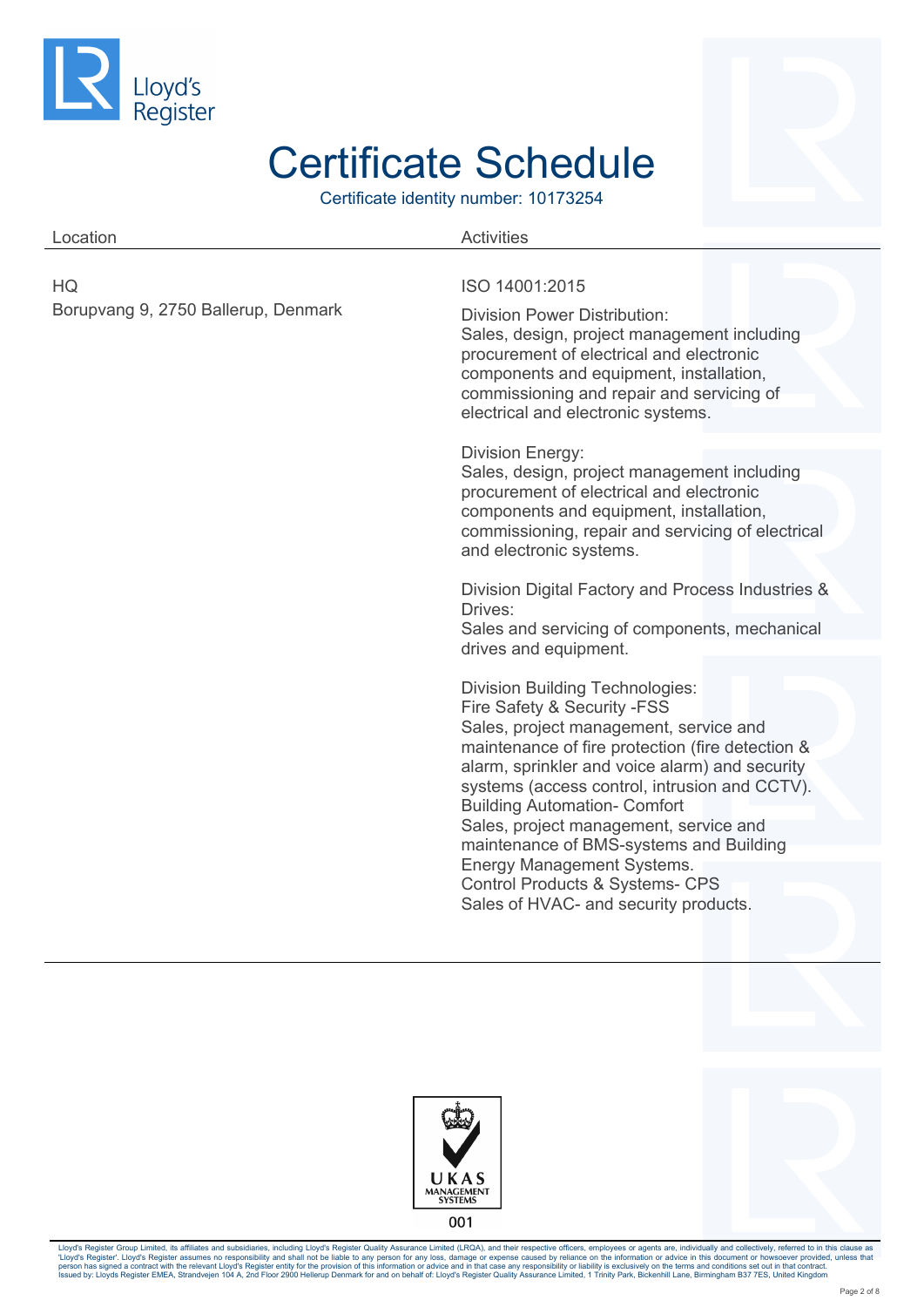# Certificate Schedule

Certificate identity number: 10173254

| Location | Activities |
| --- | --- |
| HQ<br>Borupvang 9, 2750 Ballerup, Denmark | ISO 14001:2015<br><br>Division Power Distribution:<br>Sales, design, project management including procurement of electrical and electronic components and equipment, installation, commissioning and repair and servicing of electrical and electronic systems.<br><br>Division Energy:<br>Sales, design, project management including procurement of electrical and electronic components and equipment, installation, commissioning, repair and servicing of electrical and electronic systems.<br><br>Division Digital Factory and Process Industries & Drives:<br>Sales and servicing of components, mechanical drives and equipment.<br><br>Division Building Technologies:<br>Fire Safety & Security -FSS<br>Sales, project management, service and maintenance of fire protection (fire detection & alarm, sprinkler and voice alarm) and security systems (access control, intrusion and CCTV).<br>Building Automation- Comfort<br>Sales, project management, service and maintenance of BMS-systems and Building Energy Management Systems.<br>Control Products & Systems- CPS<br>Sales of HVAC- and security products. |

UKAS MANAGEMENT SYSTEMS 001

Lloyd's Register Group Limited, its affiliates and subsidiaries, including Lloyd's Register Quality Assurance Limited (LRQA), and their respective officers, employees or agents are, individually and collectively, referred to in this clause as 'Lloyd's Register'. Lloyd's Register assumes no responsibility and shall not be liable to any person for any loss, damage or expense caused by reliance on the information or advice in this document or howsoever provided, unless that person has signed a contract with the relevant Lloyd's Register entity for the provision of this information or advice and in that case any responsibility or liability is exclusively on the terms and conditions set out in that contract.
Issued by: Lloyds Register EMEA, Strandvejen 104 A, 2nd Floor 2900 Hellerup Denmark for and on behalf of: Lloyd's Register Quality Assurance Limited, 1 Trinity Park, Bickenhill Lane, Birmingham B37 7ES, United Kingdom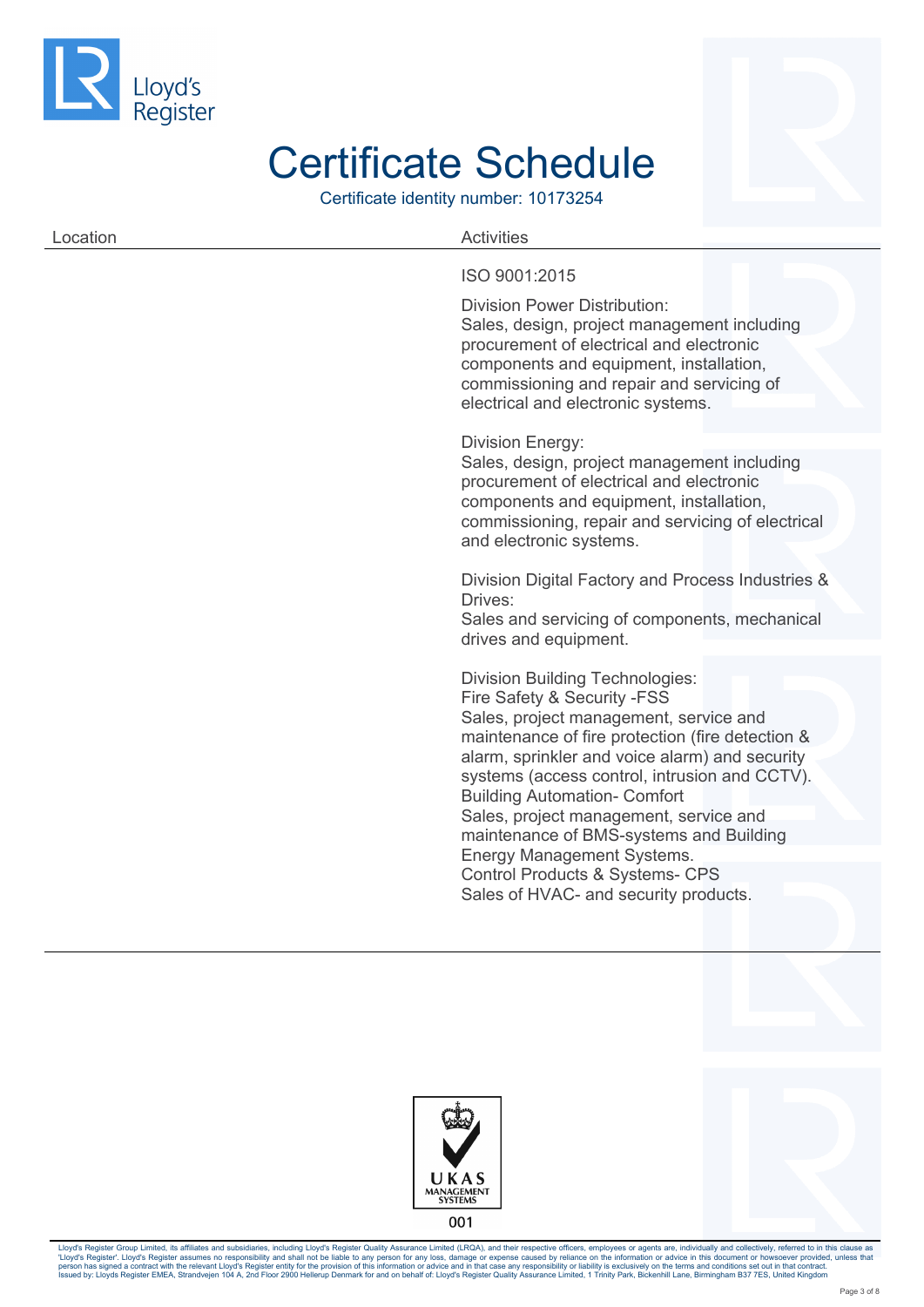# Certificate Schedule

Certificate identity number: 10173254

| Location | Activities |
| --- | --- |
| | ISO 9001:2015<br><br>Division Power Distribution:<br>Sales, design, project management including procurement of electrical and electronic components and equipment, installation, commissioning and repair and servicing of electrical and electronic systems.<br><br>Division Energy:<br>Sales, design, project management including procurement of electrical and electronic components and equipment, installation, commissioning, repair and servicing of electrical and electronic systems.<br><br>Division Digital Factory and Process Industries & Drives:<br>Sales and servicing of components, mechanical drives and equipment.<br><br>Division Building Technologies:<br>Fire Safety & Security -FSS<br>Sales, project management, service and maintenance of fire protection (fire detection & alarm, sprinkler and voice alarm) and security systems (access control, intrusion and CCTV).<br>Building Automation- Comfort<br>Sales, project management, service and maintenance of BMS-systems and Building Energy Management Systems.<br>Control Products & Systems- CPS<br>Sales of HVAC- and security products. |

UKAS MANAGEMENT SYSTEMS
001

Lloyd's Register Group Limited, its affiliates and subsidiaries, including Lloyd's Register Quality Assurance Limited (LRQA), and their respective officers, employees or agents are, individually and collectively, referred to in this clause as 'Lloyd's Register'. Lloyd's Register assumes no responsibility and shall not be liable to any person for any loss, damage or expense caused by reliance on the information or advice in this document or howsoever provided, unless that person has signed a contract with the relevant Lloyd's Register entity for the provision of this information or advice and in that case any responsibility or liability is exclusively on the terms and conditions set out in that contract.
Issued by: Lloyds Register EMEA, Strandvejen 104 A, 2nd Floor 2900 Hellerup Denmark for and on behalf of: Lloyd's Register Quality Assurance Limited, 1 Trinity Park, Bickenhill Lane, Birmingham B37 7ES, United Kingdom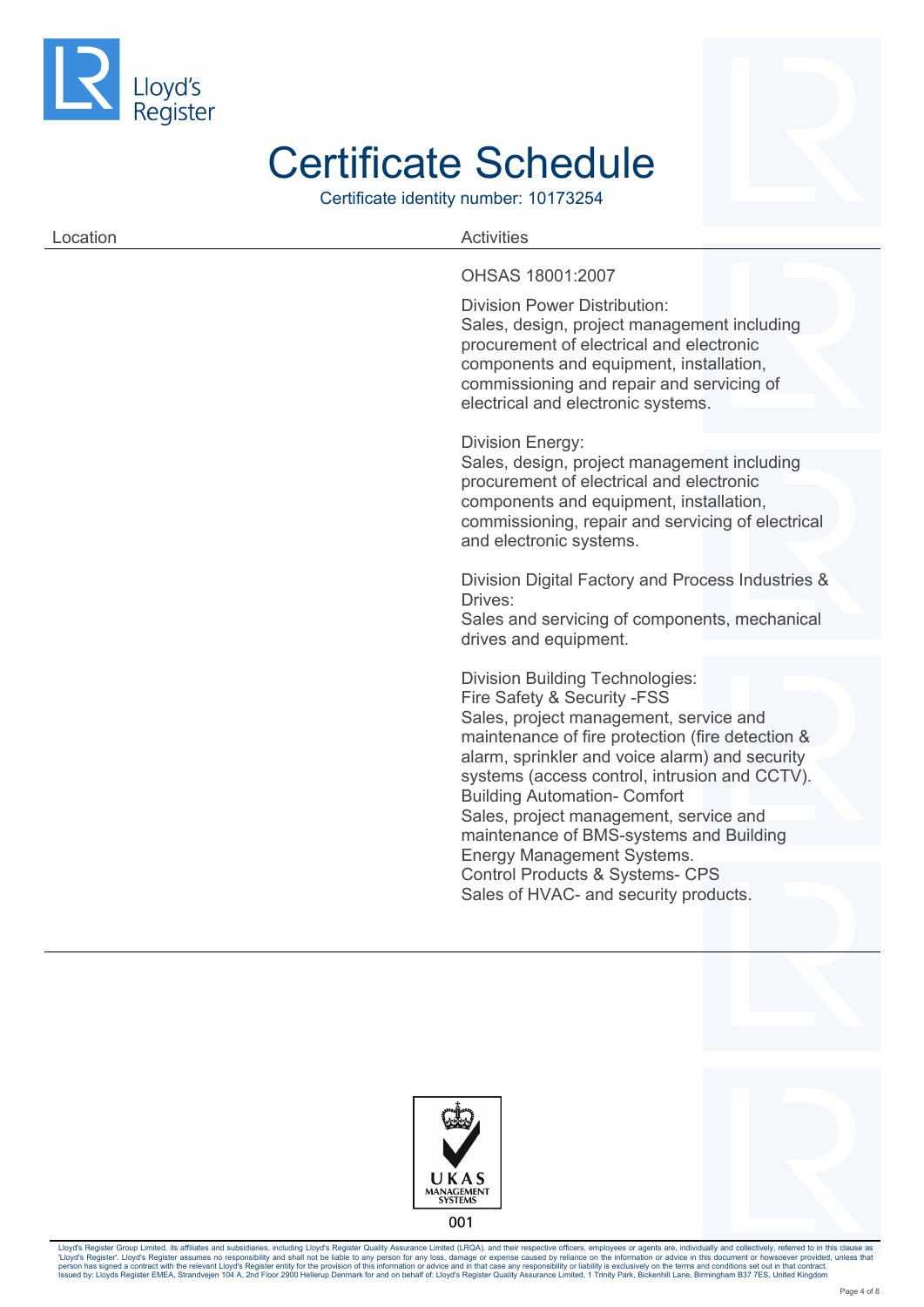# Certificate Schedule

Certificate identity number: 10173254

| Location | Activities |
| --- | --- |
| | OHSAS 18001:2007<br><br>Division Power Distribution:<br>Sales, design, project management including procurement of electrical and electronic components and equipment, installation, commissioning and repair and servicing of electrical and electronic systems.<br><br>Division Energy:<br>Sales, design, project management including procurement of electrical and electronic components and equipment, installation, commissioning, repair and servicing of electrical and electronic systems.<br><br>Division Digital Factory and Process Industries & Drives:<br>Sales and servicing of components, mechanical drives and equipment.<br><br>Division Building Technologies:<br>Fire Safety & Security -FSS<br>Sales, project management, service and maintenance of fire protection (fire detection & alarm, sprinkler and voice alarm) and security systems (access control, intrusion and CCTV).<br>Building Automation- Comfort<br>Sales, project management, service and maintenance of BMS-systems and Building Energy Management Systems.<br>Control Products & Systems- CPS<br>Sales of HVAC- and security products. |

UKAS MANAGEMENT SYSTEMS
001

Lloyd's Register Group Limited, its affiliates and subsidiaries, including Lloyd's Register Quality Assurance Limited (LRQA), and their respective officers, employees or agents are, individually and collectively, referred to in this clause as 'Lloyd's Register'. Lloyd's Register assumes no responsibility and shall not be liable to any person for any loss, damage or expense caused by reliance on the information or advice in this document or howsoever provided, unless that person has signed a contract with the relevant Lloyd's Register entity for the provision of this information or advice and in that case any responsibility or liability is exclusively on the terms and conditions set out in that contract.
Issued by: Lloyds Register EMEA, Strandvejen 104 A, 2nd Floor 2900 Hellerup Denmark for and on behalf of: Lloyd's Register Quality Assurance Limited, 1 Trinity Park, Bickenhill Lane, Birmingham B37 7ES, United Kingdom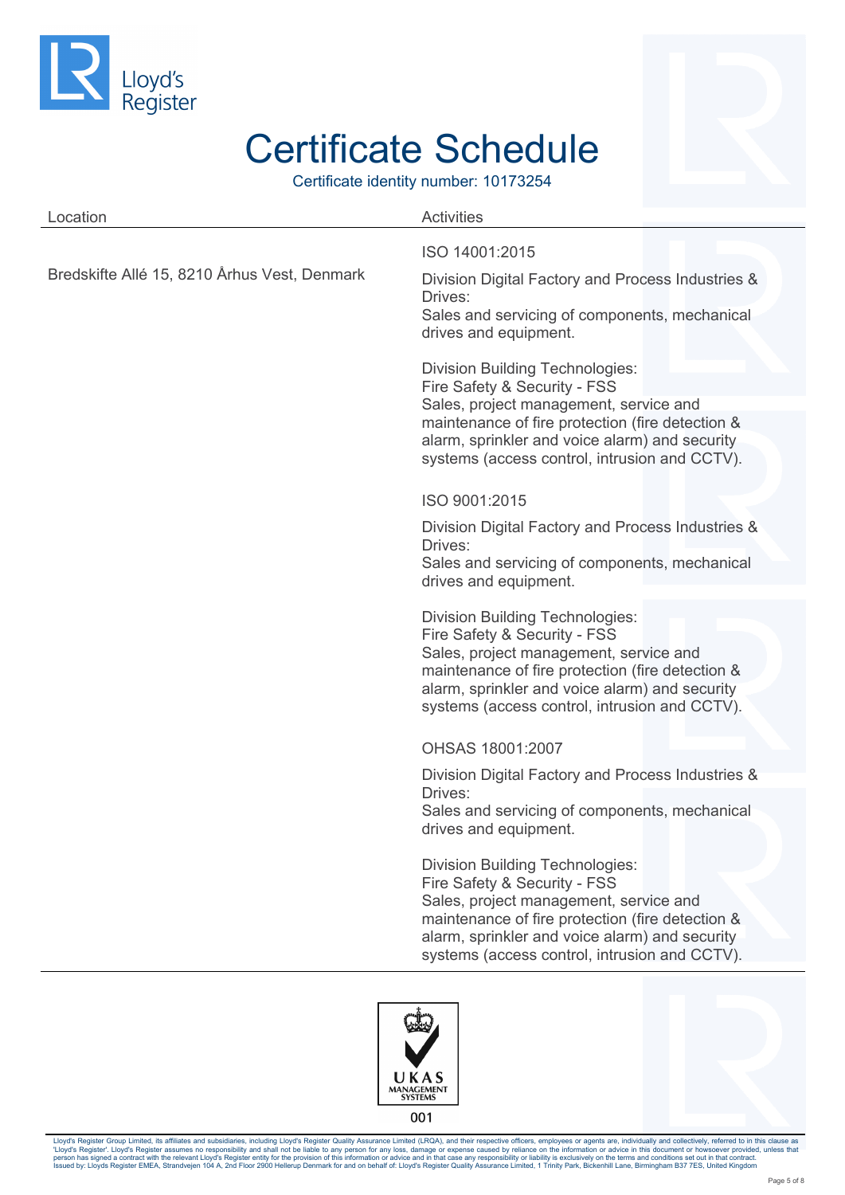Lloyd's Register

# Certificate Schedule

Certificate identity number: 10173254

| Location | Activities |
|---|---|
| Bredskifte Allé 15, 8210 Århus Vest, Denmark | ISO 14001:2015<br><br>Division Digital Factory and Process Industries & Drives:<br>Sales and servicing of components, mechanical drives and equipment.<br><br>Division Building Technologies:<br>Fire Safety & Security - FSS<br>Sales, project management, service and maintenance of fire protection (fire detection & alarm, sprinkler and voice alarm) and security systems (access control, intrusion and CCTV).<br><br>ISO 9001:2015<br><br>Division Digital Factory and Process Industries & Drives:<br>Sales and servicing of components, mechanical drives and equipment.<br><br>Division Building Technologies:<br>Fire Safety & Security - FSS<br>Sales, project management, service and maintenance of fire protection (fire detection & alarm, sprinkler and voice alarm) and security systems (access control, intrusion and CCTV).<br><br>OHSAS 18001:2007<br><br>Division Digital Factory and Process Industries & Drives:<br>Sales and servicing of components, mechanical drives and equipment.<br><br>Division Building Technologies:<br>Fire Safety & Security - FSS<br>Sales, project management, service and maintenance of fire protection (fire detection & alarm, sprinkler and voice alarm) and security systems (access control, intrusion and CCTV). |

UKAS MANAGEMENT SYSTEMS
001

Lloyd's Register Group Limited, its affiliates and subsidiaries, including Lloyd's Register Quality Assurance Limited (LRQA), and their respective officers, employees or agents are, individually and collectively, referred to in this clause as 'Lloyd's Register'. Lloyd's Register assumes no responsibility and shall not be liable to any person for any loss, damage or expense caused by reliance on the information or advice in this document or howsoever provided, unless that person has signed a contract with the relevant Lloyd's Register entity for the provision of this information or advice and in that case any responsibility or liability is exclusively on the terms and conditions set out in that contract.
Issued by: Lloyds Register EMEA, Strandvejen 104 A, 2nd Floor 2900 Hellerup Denmark for and on behalf of: Lloyd's Register Quality Assurance Limited, 1 Trinity Park, Bickenhill Lane, Birmingham B37 7ES, United Kingdom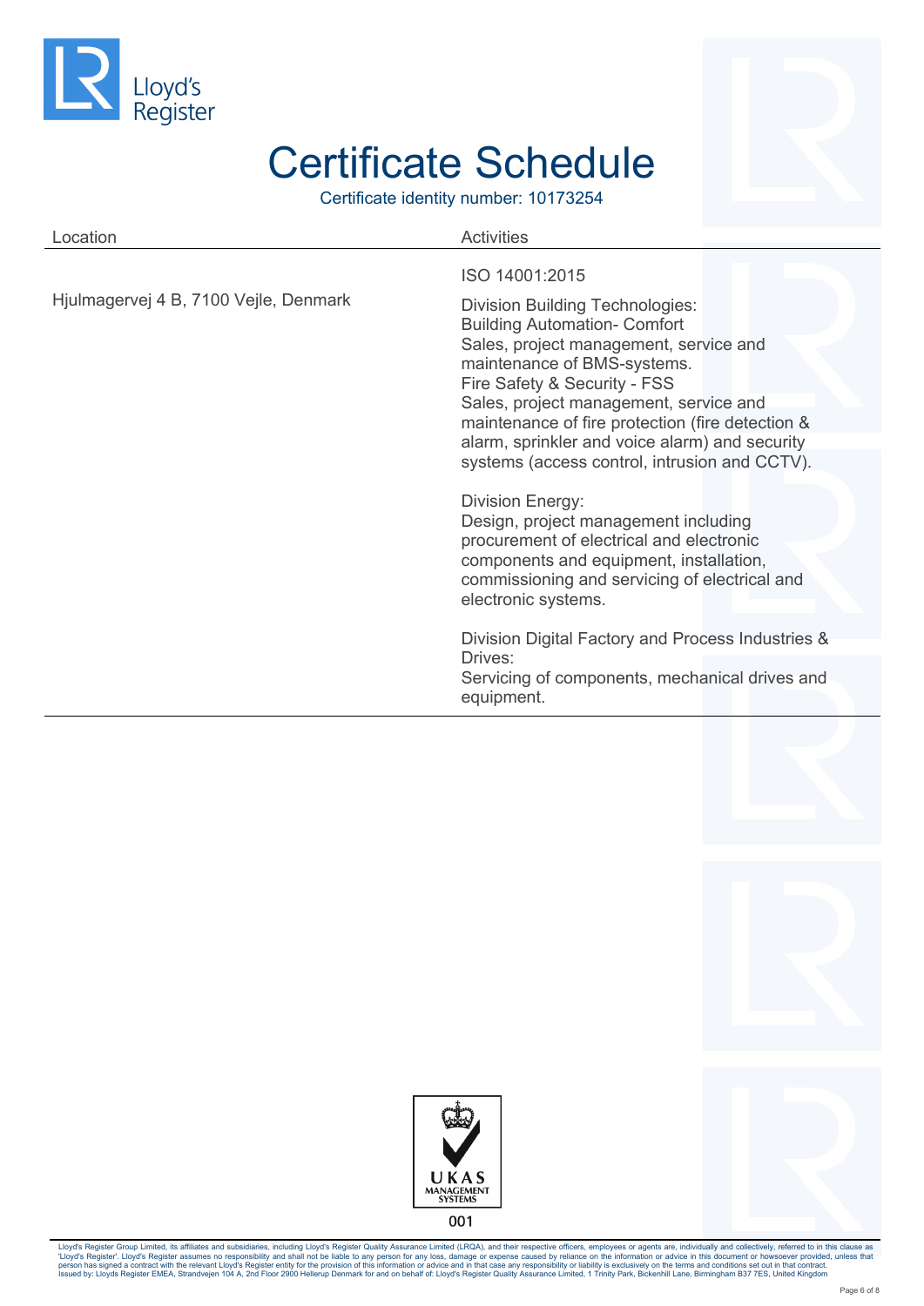# Certificate Schedule

Certificate identity number: 10173254

| Location | Activities |
| --- | --- |
| Hjulmagervej 4 B, 7100 Vejle, Denmark | ISO 14001:2015<br><br>Division Building Technologies:<br>Building Automation- Comfort<br>Sales, project management, service and maintenance of BMS-systems.<br>Fire Safety & Security - FSS<br>Sales, project management, service and maintenance of fire protection (fire detection & alarm, sprinkler and voice alarm) and security systems (access control, intrusion and CCTV).<br><br>Division Energy:<br>Design, project management including procurement of electrical and electronic components and equipment, installation, commissioning and servicing of electrical and electronic systems.<br><br>Division Digital Factory and Process Industries & Drives:<br>Servicing of components, mechanical drives and equipment. |

UKAS MANAGEMENT SYSTEMS 001

Lloyd's Register Group Limited, its affiliates and subsidiaries, including Lloyd's Register Quality Assurance Limited (LRQA), and their respective officers, employees or agents are, individually and collectively, referred to in this clause as 'Lloyd's Register'. Lloyd's Register assumes no responsibility and shall not be liable to any person for any loss, damage or expense caused by reliance on the information or advice in this document or howsoever provided, unless that person has signed a contract with the relevant Lloyd's Register entity for the provision of this information or advice and in that case any responsibility or liability is exclusively on the terms and conditions set out in that contract.
Issued by: Lloyds Register EMEA, Strandvejen 104 A, 2nd Floor 2900 Hellerup Denmark for and on behalf of: Lloyd's Register Quality Assurance Limited, 1 Trinity Park, Bickenhill Lane, Birmingham B37 7ES, United Kingdom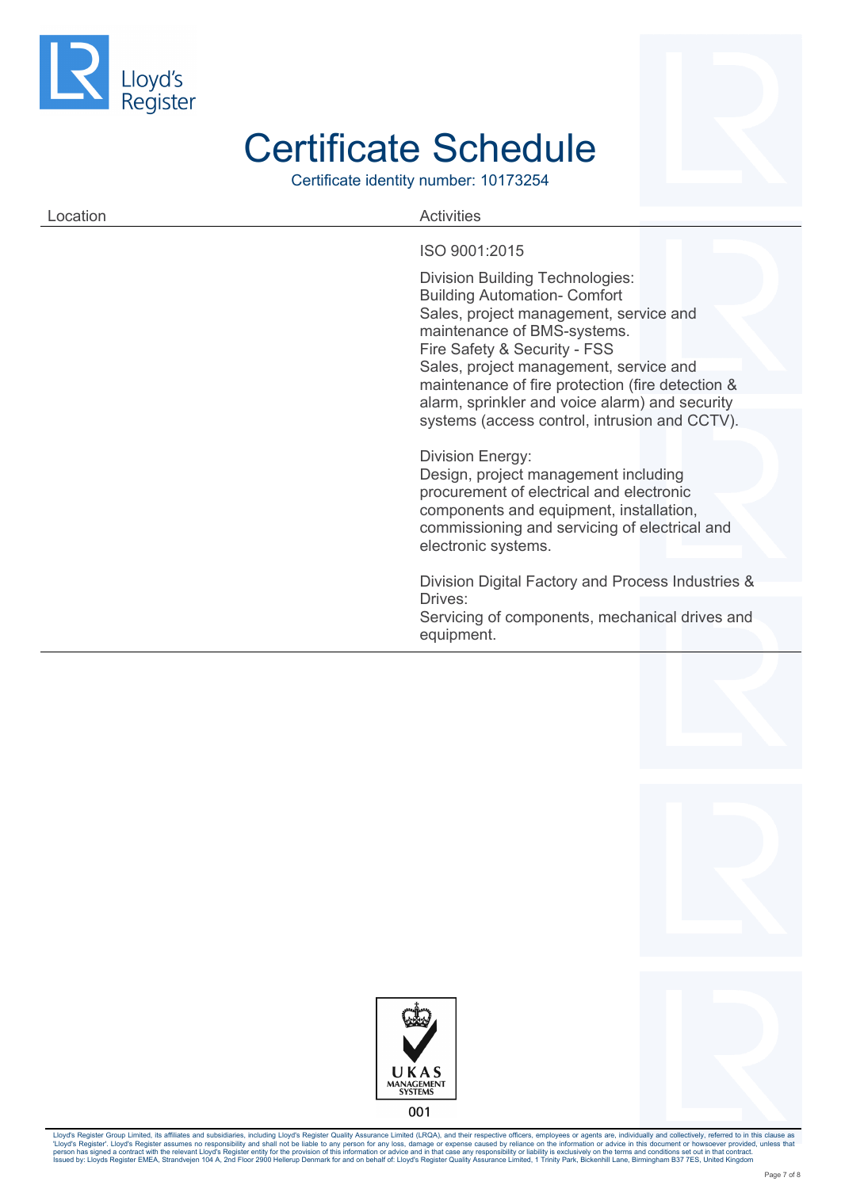Lloyd's Register

# Certificate Schedule

Certificate identity number: 10173254

| Location | Activities |
| --- | --- |
| | ISO 9001:2015<br><br>Division Building Technologies:<br>Building Automation- Comfort<br>Sales, project management, service and maintenance of BMS-systems.<br>Fire Safety & Security - FSS<br>Sales, project management, service and maintenance of fire protection (fire detection & alarm, sprinkler and voice alarm) and security systems (access control, intrusion and CCTV).<br><br>Division Energy:<br>Design, project management including procurement of electrical and electronic components and equipment, installation, commissioning and servicing of electrical and electronic systems.<br><br>Division Digital Factory and Process Industries & Drives:<br>Servicing of components, mechanical drives and equipment. |

UKAS MANAGEMENT SYSTEMS

001

Lloyd's Register Group Limited, its affiliates and subsidiaries, including Lloyd's Register Quality Assurance Limited (LRQA), and their respective officers, employees or agents are, individually and collectively, referred to in this clause as 'Lloyd's Register'. Lloyd's Register assumes no responsibility and shall not be liable to any person for any loss, damage or expense caused by reliance on the information or advice in this document or howsoever provided, unless that person has signed a contract with the relevant Lloyd's Register entity for the provision of this information or advice and in that case any responsibility or liability is exclusively on the terms and conditions set out in that contract.
Issued by: Lloyds Register EMEA, Strandvejen 104 A, 2nd Floor 2900 Hellerup Denmark for and on behalf of: Lloyd's Register Quality Assurance Limited, 1 Trinity Park, Bickenhill Lane, Birmingham B37 7ES, United Kingdom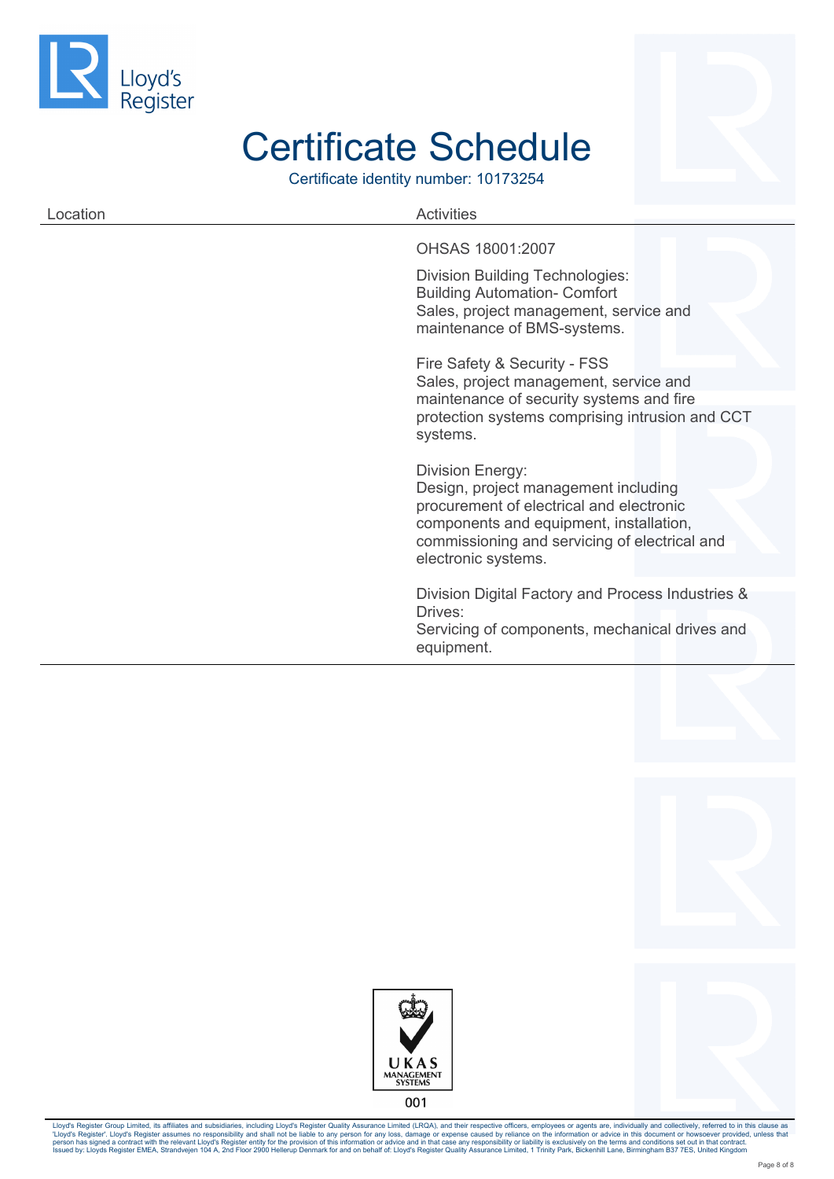# Certificate Schedule

Certificate identity number: 10173254

| Location | Activities |
| --- | --- |
| | OHSAS 18001:2007<br><br>Division Building Technologies:<br>Building Automation- Comfort<br>Sales, project management, service and maintenance of BMS-systems.<br><br>Fire Safety & Security - FSS<br>Sales, project management, service and maintenance of security systems and fire protection systems comprising intrusion and CCT systems.<br><br>Division Energy:<br>Design, project management including procurement of electrical and electronic components and equipment, installation, commissioning and servicing of electrical and electronic systems.<br><br>Division Digital Factory and Process Industries & Drives:<br>Servicing of components, mechanical drives and equipment. |

UKAS MANAGEMENT SYSTEMS

001

Lloyd's Register Group Limited, its affiliates and subsidiaries, including Lloyd's Register Quality Assurance Limited (LRQA), and their respective officers, employees or agents are, individually and collectively, referred to in this clause as 'Lloyd's Register'. Lloyd's Register assumes no responsibility and shall not be liable to any person for any loss, damage or expense caused by reliance on the information or advice in this document or howsoever provided, unless that person has signed a contract with the relevant Lloyd's Register entity for the provision of this information or advice and in that case any responsibility or liability is exclusively on the terms and conditions set out in that contract.
Issued by: Lloyds Register EMEA, Strandvejen 104 A, 2nd Floor 2900 Hellerup Denmark for and on behalf of: Lloyd's Register Quality Assurance Limited, 1 Trinity Park, Bickenhill Lane, Birmingham B37 7ES, United Kingdom